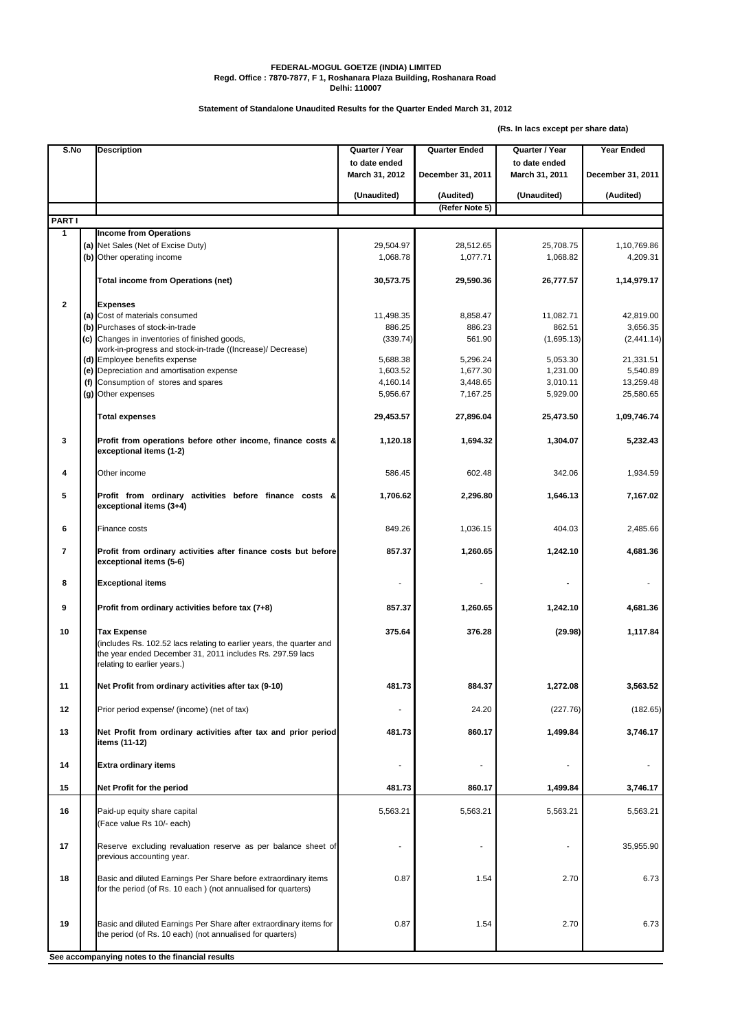**FEDERAL-MOGUL GOETZE (INDIA) LIMITED**
**Regd. Office : 7870-7877, F 1, Roshanara Plaza Building, Roshanara Road**
**Delhi: 110007**

**Statement of Standalone Unaudited Results for the Quarter Ended March 31, 2012**

**(Rs. In lacs except per share data)**

| S.No | | Description | Quarter / Year to date ended March 31, 2012 | Quarter Ended December 31, 2011 | Quarter / Year to date ended March 31, 2011 | Year Ended December 31, 2011 |
|---|---|---|---|---|---|---|
| | | | (Unaudited) | (Audited) | (Unaudited) | (Audited) |
| | | | | (Refer Note 5) | | |
| **PART I** | | | | | | |
| **1** | | **Income from Operations** | | | | |
| | **(a)** | Net Sales (Net of Excise Duty) | 29,504.97 | 28,512.65 | 25,708.75 | 1,10,769.86 |
| | **(b)** | Other operating income | 1,068.78 | 1,077.71 | 1,068.82 | 4,209.31 |
| | | **Total income from Operations (net)** | **30,573.75** | **29,590.36** | **26,777.57** | **1,14,979.17** |
| **2** | | **Expenses** | | | | |
| | **(a)** | Cost of materials consumed | 11,498.35 | 8,858.47 | 11,082.71 | 42,819.00 |
| | **(b)** | Purchases of stock-in-trade | 886.25 | 886.23 | 862.51 | 3,656.35 |
| | **(c)** | Changes in inventories of finished goods, work-in-progress and stock-in-trade ((Increase)/ Decrease) | (339.74) | 561.90 | (1,695.13) | (2,441.14) |
| | **(d)** | Employee benefits expense | 5,688.38 | 5,296.24 | 5,053.30 | 21,331.51 |
| | **(e)** | Depreciation and amortisation expense | 1,603.52 | 1,677.30 | 1,231.00 | 5,540.89 |
| | **(f)** | Consumption of stores and spares | 4,160.14 | 3,448.65 | 3,010.11 | 13,259.48 |
| | **(g)** | Other expenses | 5,956.67 | 7,167.25 | 5,929.00 | 25,580.65 |
| | | **Total expenses** | **29,453.57** | **27,896.04** | **25,473.50** | **1,09,746.74** |
| **3** | | **Profit from operations before other income, finance costs & exceptional items (1-2)** | **1,120.18** | **1,694.32** | **1,304.07** | **5,232.43** |
| **4** | | Other income | 586.45 | 602.48 | 342.06 | 1,934.59 |
| **5** | | **Profit from ordinary activities before finance costs & exceptional items (3+4)** | **1,706.62** | **2,296.80** | **1,646.13** | **7,167.02** |
| **6** | | Finance costs | 849.26 | 1,036.15 | 404.03 | 2,485.66 |
| **7** | | **Profit from ordinary activities after finance costs but before exceptional items (5-6)** | **857.37** | **1,260.65** | **1,242.10** | **4,681.36** |
| **8** | | **Exceptional items** | - | - | - | - |
| **9** | | **Profit from ordinary activities before tax (7+8)** | **857.37** | **1,260.65** | **1,242.10** | **4,681.36** |
| **10** | | **Tax Expense** (includes Rs. 102.52 lacs relating to earlier years, the quarter and the year ended December 31, 2011 includes Rs. 297.59 lacs relating to earlier years.) | **375.64** | **376.28** | **(29.98)** | **1,117.84** |
| **11** | | **Net Profit from ordinary activities after tax (9-10)** | **481.73** | **884.37** | **1,272.08** | **3,563.52** |
| **12** | | Prior period expense/ (income) (net of tax) | - | 24.20 | (227.76) | (182.65) |
| **13** | | **Net Profit from ordinary activities after tax and prior period items (11-12)** | **481.73** | **860.17** | **1,499.84** | **3,746.17** |
| **14** | | **Extra ordinary items** | - | - | - | - |
| **15** | | **Net Profit for the period** | **481.73** | **860.17** | **1,499.84** | **3,746.17** |
| **16** | | Paid-up equity share capital (Face value Rs 10/- each) | 5,563.21 | 5,563.21 | 5,563.21 | 5,563.21 |
| **17** | | Reserve excluding revaluation reserve as per balance sheet of previous accounting year. | - | - | - | 35,955.90 |
| **18** | | Basic and diluted Earnings Per Share before extraordinary items for the period (of Rs. 10 each ) (not annualised for quarters) | 0.87 | 1.54 | 2.70 | 6.73 |
| **19** | | Basic and diluted Earnings Per Share after extraordinary items for the period (of Rs. 10 each) (not annualised for quarters) | 0.87 | 1.54 | 2.70 | 6.73 |

**See accompanying notes to the financial results**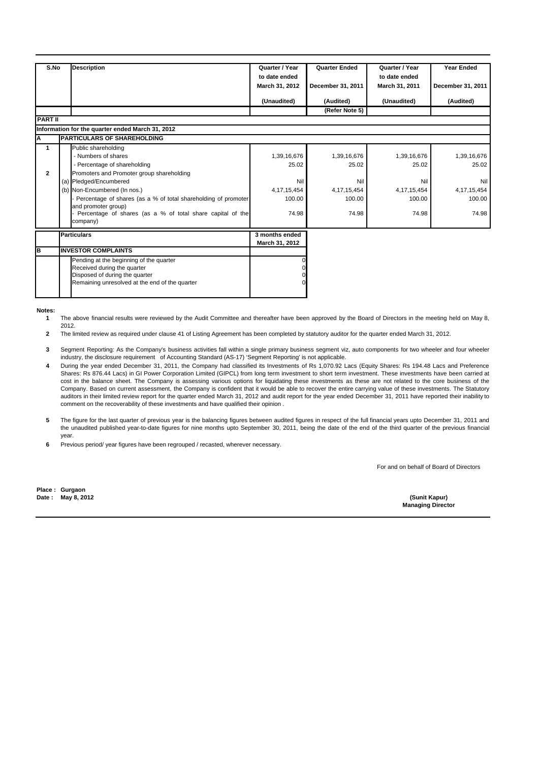| S.No | | Description | Quarter / Year to date ended March 31, 2012 (Unaudited) | Quarter Ended December 31, 2011 (Audited) (Refer Note 5) | Quarter / Year to date ended March 31, 2011 (Unaudited) | Year Ended December 31, 2011 (Audited) |
|---|---|---|---|---|---|---|
| **PART II** | | | | | | |
| **Information for the quarter ended March 31, 2012** | | | | | | |
| **A** | | **PARTICULARS OF SHAREHOLDING** | | | | |
| 1 | | Public shareholding | | | | |
| | | - Numbers of shares | 1,39,16,676 | 1,39,16,676 | 1,39,16,676 | 1,39,16,676 |
| | | - Percentage of shareholding | 25.02 | 25.02 | 25.02 | 25.02 |
| 2 | | Promoters and Promoter group shareholding | | | | |
| | (a) | Pledged/Encumbered | Nil | Nil | Nil | Nil |
| | (b) | Non-Encumbered (In nos.) | 4,17,15,454 | 4,17,15,454 | 4,17,15,454 | 4,17,15,454 |
| | | - Percentage of shares (as a % of total shareholding of promoter and promoter group) | 100.00 | 100.00 | 100.00 | 100.00 |
| | | - Percentage of shares (as a % of total share capital of the company) | 74.98 | 74.98 | 74.98 | 74.98 |

| | | Particulars | 3 months ended March 31, 2012 |
|---|---|---|---|
| **B** | | **INVESTOR COMPLAINTS** | |
| | | Pending at the beginning of the quarter | 0 |
| | | Received during the quarter | 0 |
| | | Disposed of during the quarter | 0 |
| | | Remaining unresolved at the end of the quarter | 0 |

**Notes:**

1. The above financial results were reviewed by the Audit Committee and thereafter have been approved by the Board of Directors in the meeting held on May 8, 2012.
2. The limited review as required under clause 41 of Listing Agreement has been completed by statutory auditor for the quarter ended March 31, 2012.
3. Segment Reporting: As the Company's business activities fall within a single primary business segment viz, auto components for two wheeler and four wheeler industry, the disclosure requirement of Accounting Standard (AS-17) 'Segment Reporting' is not applicable.
4. During the year ended December 31, 2011, the Company had classified its Investments of Rs 1,070.92 Lacs (Equity Shares: Rs 194.48 Lacs and Preference Shares: Rs 876.44 Lacs) in GI Power Corporation Limited (GIPCL) from long term investment to short term investment. These investments have been carried at cost in the balance sheet. The Company is assessing various options for liquidating these investments as these are not related to the core business of the Company. Based on current assessment, the Company is confident that it would be able to recover the entire carrying value of these investments. The Statutory auditors in their limited review report for the quarter ended March 31, 2012 and audit report for the year ended December 31, 2011 have reported their inability to comment on the recoverability of these investments and have qualified their opinion .
5. The figure for the last quarter of previous year is the balancing figures between audited figures in respect of the full financial years upto December 31, 2011 and the unaudited published year-to-date figures for nine months upto September 30, 2011, being the date of the end of the third quarter of the previous financial year.
6. Previous period/ year figures have been regrouped / recasted, wherever necessary.

For and on behalf of Board of Directors

**Place : Gurgaon**
**Date : May 8, 2012**

**(Sunit Kapur)**
**Managing Director**